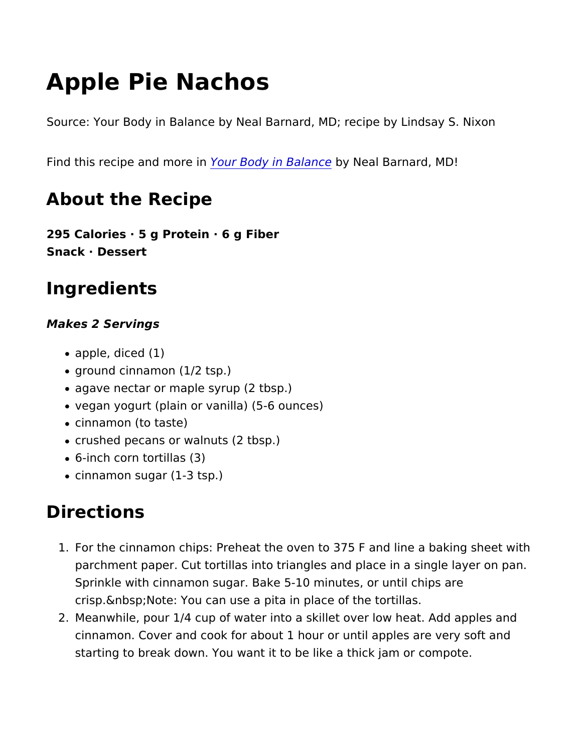# Apple Pie Nachos

Source: Your Body in Balance by Neal Barnard, MD; recipe by Lindsay S. Nixon

Find this recipe and more in *Your Body in Balance* by Neal Barnard, MD!

## About the Recipe

**295 Calories · 5 g Protein · 6 g Fiber**
**Snack · Dessert**

## Ingredients

***Makes 2 Servings***

- apple, diced (1)
- ground cinnamon (1/2 tsp.)
- agave nectar or maple syrup (2 tbsp.)
- vegan yogurt (plain or vanilla) (5-6 ounces)
- cinnamon (to taste)
- crushed pecans or walnuts (2 tbsp.)
- 6-inch corn tortillas (3)
- cinnamon sugar (1-3 tsp.)

## Directions

1. For the cinnamon chips: Preheat the oven to 375 F and line a baking sheet with parchment paper. Cut tortillas into triangles and place in a single layer on pan. Sprinkle with cinnamon sugar. Bake 5-10 minutes, or until chips are crisp.&nbsp;Note: You can use a pita in place of the tortillas.
2. Meanwhile, pour 1/4 cup of water into a skillet over low heat. Add apples and cinnamon. Cover and cook for about 1 hour or until apples are very soft and starting to break down. You want it to be like a thick jam or compote.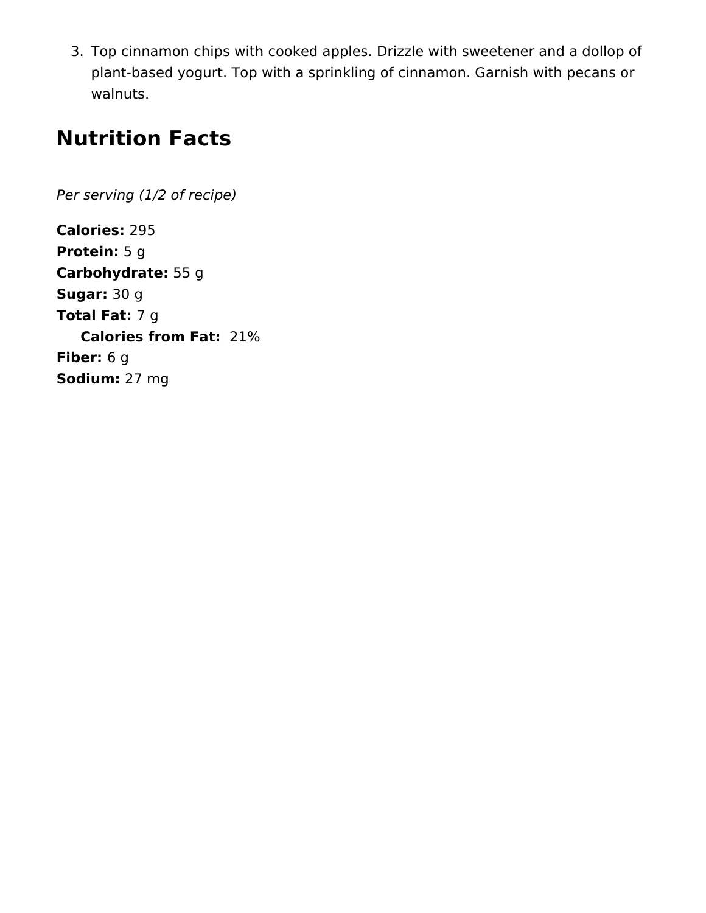3. Top cinnamon chips with cooked apples. Drizzle with sweetener and a dollop of plant-based yogurt. Top with a sprinkling of cinnamon. Garnish with pecans or walnuts.

## Nutrition Facts

*Per serving (1/2 of recipe)*

**Calories:** 295  
**Protein:** 5 g  
**Carbohydrate:** 55 g  
**Sugar:** 30 g  
**Total Fat:** 7 g  
    **Calories from Fat:** 21%  
**Fiber:** 6 g  
**Sodium:** 27 mg